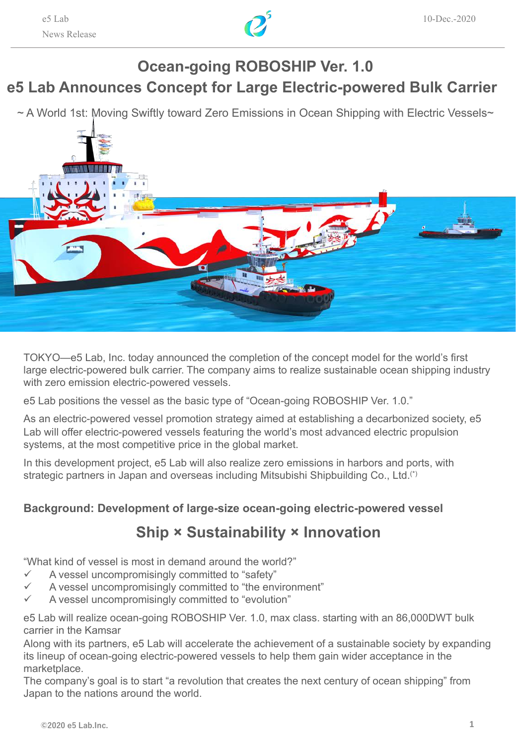# Ocean-going ROBOSHIP Ver. 1.0

# e5 Lab Announces Concept for Large Electric-powered Bulk Carrier

~ A World 1st: Moving Swiftly toward Zero Emissions in Ocean Shipping with Electric Vessels~

TOKYO—e5 Lab, Inc. today announced the completion of the concept model for the world's first large electric-powered bulk carrier. The company aims to realize sustainable ocean shipping industry with zero emission electric-powered vessels.

e5 Lab positions the vessel as the basic type of "Ocean-going ROBOSHIP Ver. 1.0."

As an electric-powered vessel promotion strategy aimed at establishing a decarbonized society, e5 Lab will offer electric-powered vessels featuring the world's most advanced electric propulsion systems, at the most competitive price in the global market.

In this development project, e5 Lab will also realize zero emissions in harbors and ports, with strategic partners in Japan and overseas including Mitsubishi Shipbuilding Co., Ltd.(*)

## Background: Development of large-size ocean-going electric-powered vessel

## Ship × Sustainability × Innovation

"What kind of vessel is most in demand around the world?"

- ✓ A vessel uncompromisingly committed to "safety"
- ✓ A vessel uncompromisingly committed to "the environment"
- ✓ A vessel uncompromisingly committed to "evolution"

e5 Lab will realize ocean-going ROBOSHIP Ver. 1.0, max class. starting with an 86,000DWT bulk carrier in the Kamsar

Along with its partners, e5 Lab will accelerate the achievement of a sustainable society by expanding its lineup of ocean-going electric-powered vessels to help them gain wider acceptance in the marketplace.

The company's goal is to start "a revolution that creates the next century of ocean shipping" from Japan to the nations around the world.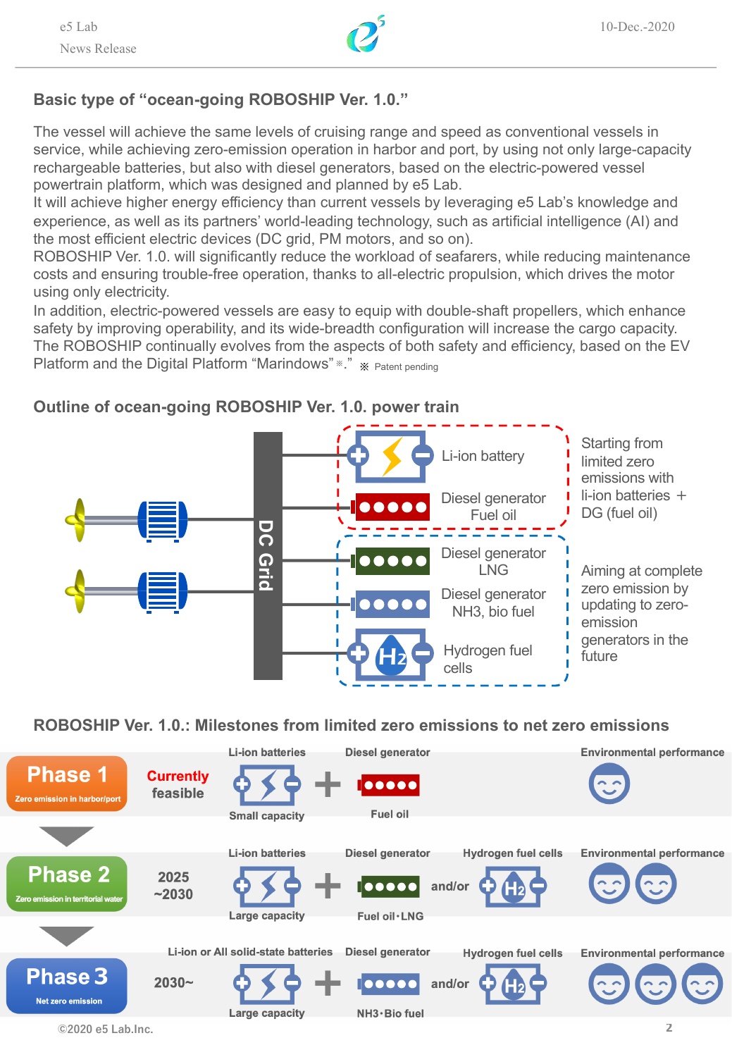## Basic type of "ocean-going ROBOSHIP Ver. 1.0."

The vessel will achieve the same levels of cruising range and speed as conventional vessels in service, while achieving zero-emission operation in harbor and port, by using not only large-capacity rechargeable batteries, but also with diesel generators, based on the electric-powered vessel powertrain platform, which was designed and planned by e5 Lab.
It will achieve higher energy efficiency than current vessels by leveraging e5 Lab's knowledge and experience, as well as its partners' world-leading technology, such as artificial intelligence (AI) and the most efficient electric devices (DC grid, PM motors, and so on).
ROBOSHIP Ver. 1.0. will significantly reduce the workload of seafarers, while reducing maintenance costs and ensuring trouble-free operation, thanks to all-electric propulsion, which drives the motor using only electricity.
In addition, electric-powered vessels are easy to equip with double-shaft propellers, which enhance safety by improving operability, and its wide-breadth configuration will increase the cargo capacity.
The ROBOSHIP continually evolves from the aspects of both safety and efficiency, based on the EV Platform and the Digital Platform "Marindows"※." ※ Patent pending

## Outline of ocean-going ROBOSHIP Ver. 1.0. power train

DC Grid

- Li-ion battery
- Diesel generator Fuel oil

Starting from limited zero emissions with li-ion batteries + DG (fuel oil)

- Diesel generator LNG
- Diesel generator NH3, bio fuel
- Hydrogen fuel cells

Aiming at complete zero emission by updating to zero-emission generators in the future

## ROBOSHIP Ver. 1.0.: Milestones from limited zero emissions to net zero emissions

| Phase | Timing | Li-ion batteries | | Diesel generator | | Hydrogen fuel cells | Environmental performance |
|---|---|---|---|---|---|---|---|
| **Phase 1** Zero emission in harbor/port | **Currently feasible** | Li-ion batteries (Small capacity) | + | Diesel generator (Fuel oil) | | | ☺ |
| **Phase 2** Zero emission in territorial water | 2025 ~2030 | Li-ion batteries (Large capacity) | + | Diesel generator (Fuel oil・LNG) | and/or | Hydrogen fuel cells | ☺☺ |
| **Phase 3** Net zero emission | 2030~ | Li-ion or All solid-state batteries (Large capacity) | + | Diesel generator (NH3・Bio fuel) | and/or | Hydrogen fuel cells | ☺☺☺ |

©2020 e5 Lab.Inc.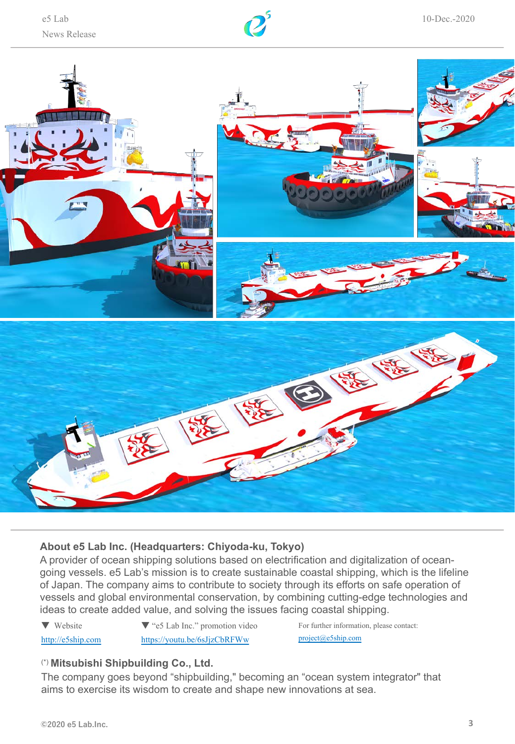## About e5 Lab Inc. (Headquarters: Chiyoda-ku, Tokyo)

A provider of ocean shipping solutions based on electrification and digitalization of ocean-going vessels. e5 Lab's mission is to create sustainable coastal shipping, which is the lifeline of Japan. The company aims to contribute to society through its efforts on safe operation of vessels and global environmental conservation, by combining cutting-edge technologies and ideas to create added value, and solving the issues facing coastal shipping.

▼ Website
http://e5ship.com

▼ "e5 Lab Inc." promotion video
https://youtu.be/6sJjzCbRFWw

For further information, please contact:
project@e5ship.com

## (*) Mitsubishi Shipbuilding Co., Ltd.

The company goes beyond "shipbuilding," becoming an "ocean system integrator" that aims to exercise its wisdom to create and shape new innovations at sea.

©2020 e5 Lab.Inc.